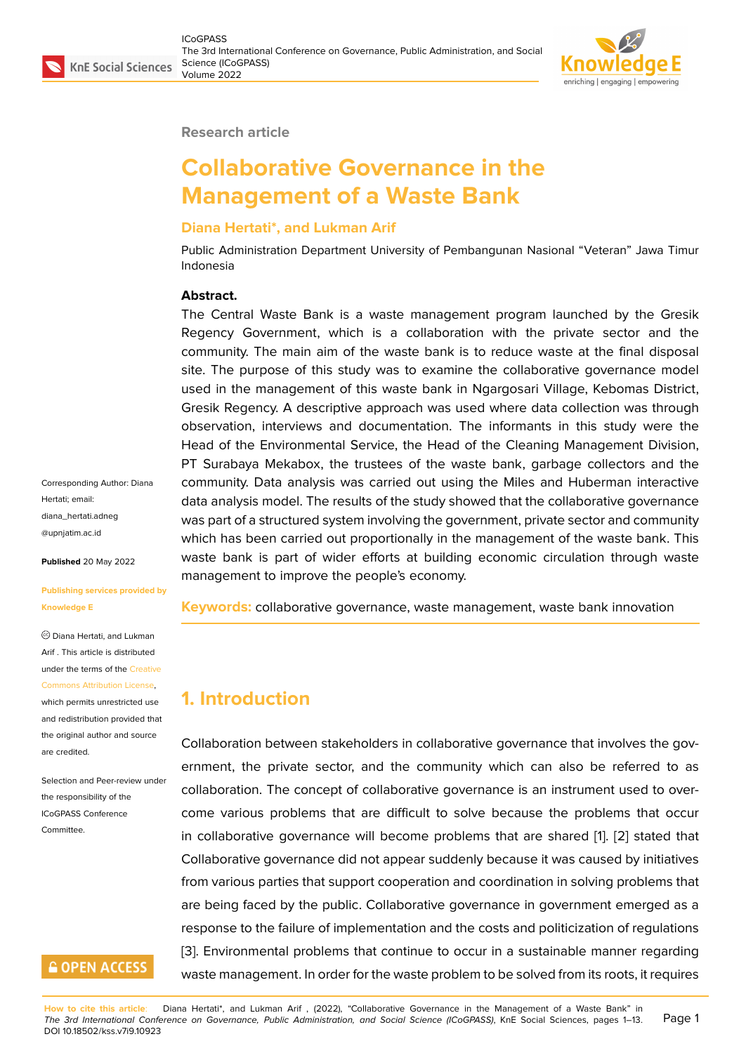Research article

# Collaborative Governance in the Management of a Waste Bank

**Diana Hertati*, and Lukman Arif**

Public Administration Department University of Pembangunan Nasional "Veteran" Jawa Timur Indonesia

Corresponding Author: Diana Hertati; email: diana_hertati.adneg@upnjatim.ac.id

**Published** 20 May 2022

**Publishing services provided by Knowledge E**

© Diana Hertati, and Lukman Arif . This article is distributed under the terms of the Creative Commons Attribution License, which permits unrestricted use and redistribution provided that the original author and source are credited.

Selection and Peer-review under the responsibility of the ICoGPASS Conference Committee.

**Abstract.**
The Central Waste Bank is a waste management program launched by the Gresik Regency Government, which is a collaboration with the private sector and the community. The main aim of the waste bank is to reduce waste at the final disposal site. The purpose of this study was to examine the collaborative governance model used in the management of this waste bank in Ngargosari Village, Kebomas District, Gresik Regency. A descriptive approach was used where data collection was through observation, interviews and documentation. The informants in this study were the Head of the Environmental Service, the Head of the Cleaning Management Division, PT Surabaya Mekabox, the trustees of the waste bank, garbage collectors and the community. Data analysis was carried out using the Miles and Huberman interactive data analysis model. The results of the study showed that the collaborative governance was part of a structured system involving the government, private sector and community which has been carried out proportionally in the management of the waste bank. This waste bank is part of wider efforts at building economic circulation through waste management to improve the people's economy.

**Keywords:** collaborative governance, waste management, waste bank innovation

## 1. Introduction

Collaboration between stakeholders in collaborative governance that involves the government, the private sector, and the community which can also be referred to as collaboration. The concept of collaborative governance is an instrument used to overcome various problems that are difficult to solve because the problems that occur in collaborative governance will become problems that are shared [1]. [2] stated that Collaborative governance did not appear suddenly because it was caused by initiatives from various parties that support cooperation and coordination in solving problems that are being faced by the public. Collaborative governance in government emerged as a response to the failure of implementation and the costs and politicization of regulations [3]. Environmental problems that continue to occur in a sustainable manner regarding waste management. In order for the waste problem to be solved from its roots, it requires

**How to cite this article:** Diana Hertati*, and Lukman Arif , (2022), "Collaborative Governance in the Management of a Waste Bank" in *The 3rd International Conference on Governance, Public Administration, and Social Science (ICoGPASS)*, KnE Social Sciences, pages 1–13. DOI 10.18502/kss.v7i9.10923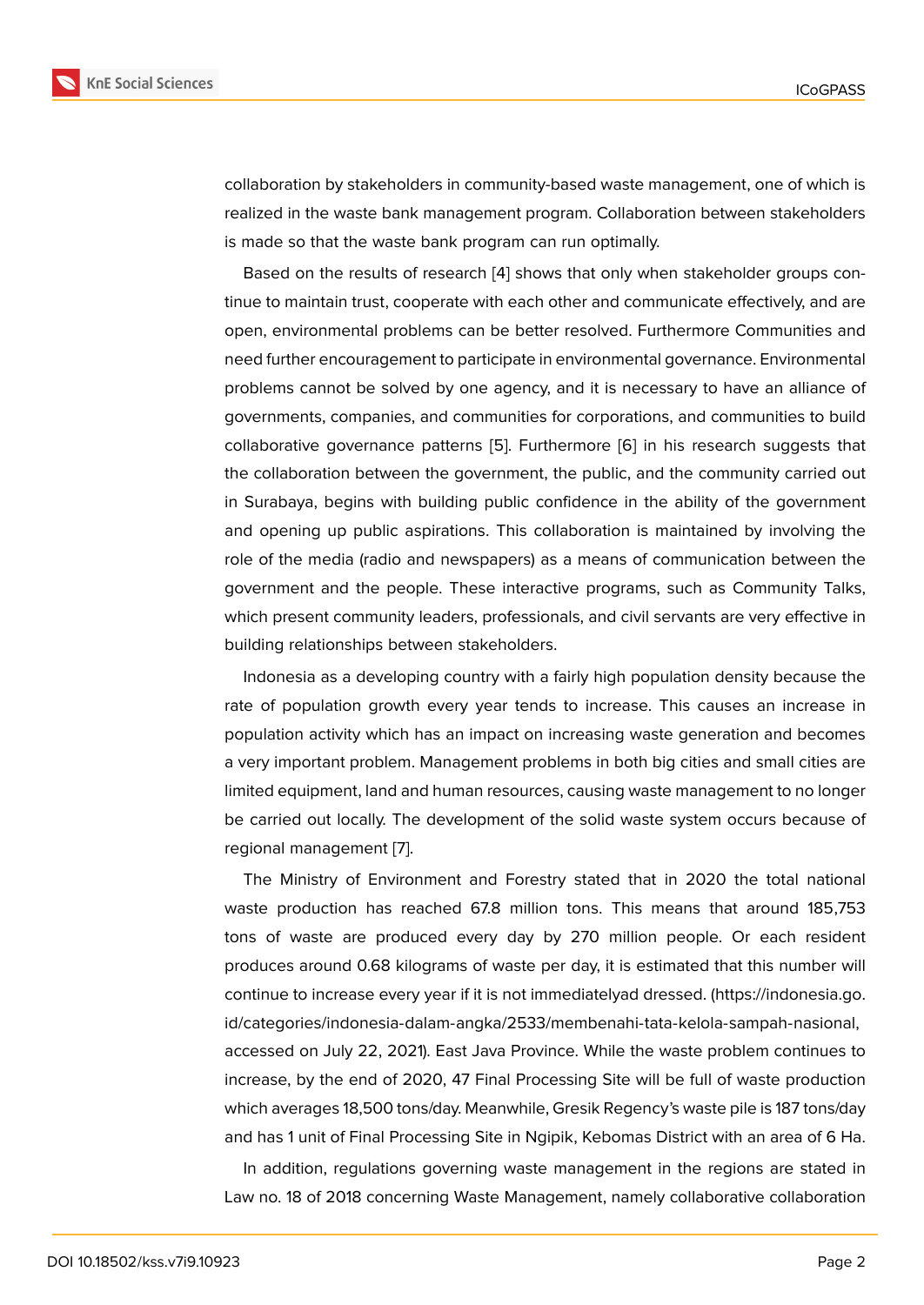collaboration by stakeholders in community-based waste management, one of which is realized in the waste bank management program. Collaboration between stakeholders is made so that the waste bank program can run optimally.

Based on the results of research [4] shows that only when stakeholder groups continue to maintain trust, cooperate with each other and communicate effectively, and are open, environmental problems can be better resolved. Furthermore Communities and need further encouragement to participate in environmental governance. Environmental problems cannot be solved by one agency, and it is necessary to have an alliance of governments, companies, and communities for corporations, and communities to build collaborative governance patterns [5]. Furthermore [6] in his research suggests that the collaboration between the government, the public, and the community carried out in Surabaya, begins with building public confidence in the ability of the government and opening up public aspirations. This collaboration is maintained by involving the role of the media (radio and newspapers) as a means of communication between the government and the people. These interactive programs, such as Community Talks, which present community leaders, professionals, and civil servants are very effective in building relationships between stakeholders.

Indonesia as a developing country with a fairly high population density because the rate of population growth every year tends to increase. This causes an increase in population activity which has an impact on increasing waste generation and becomes a very important problem. Management problems in both big cities and small cities are limited equipment, land and human resources, causing waste management to no longer be carried out locally. The development of the solid waste system occurs because of regional management [7].

The Ministry of Environment and Forestry stated that in 2020 the total national waste production has reached 67.8 million tons. This means that around 185,753 tons of waste are produced every day by 270 million people. Or each resident produces around 0.68 kilograms of waste per day, it is estimated that this number will continue to increase every year if it is not immediatelyad dressed. (https://indonesia.go.id/categories/indonesia-dalam-angka/2533/membenahi-tata-kelola-sampah-nasional, accessed on July 22, 2021). East Java Province. While the waste problem continues to increase, by the end of 2020, 47 Final Processing Site will be full of waste production which averages 18,500 tons/day. Meanwhile, Gresik Regency's waste pile is 187 tons/day and has 1 unit of Final Processing Site in Ngipik, Kebomas District with an area of 6 Ha.

In addition, regulations governing waste management in the regions are stated in Law no. 18 of 2018 concerning Waste Management, namely collaborative collaboration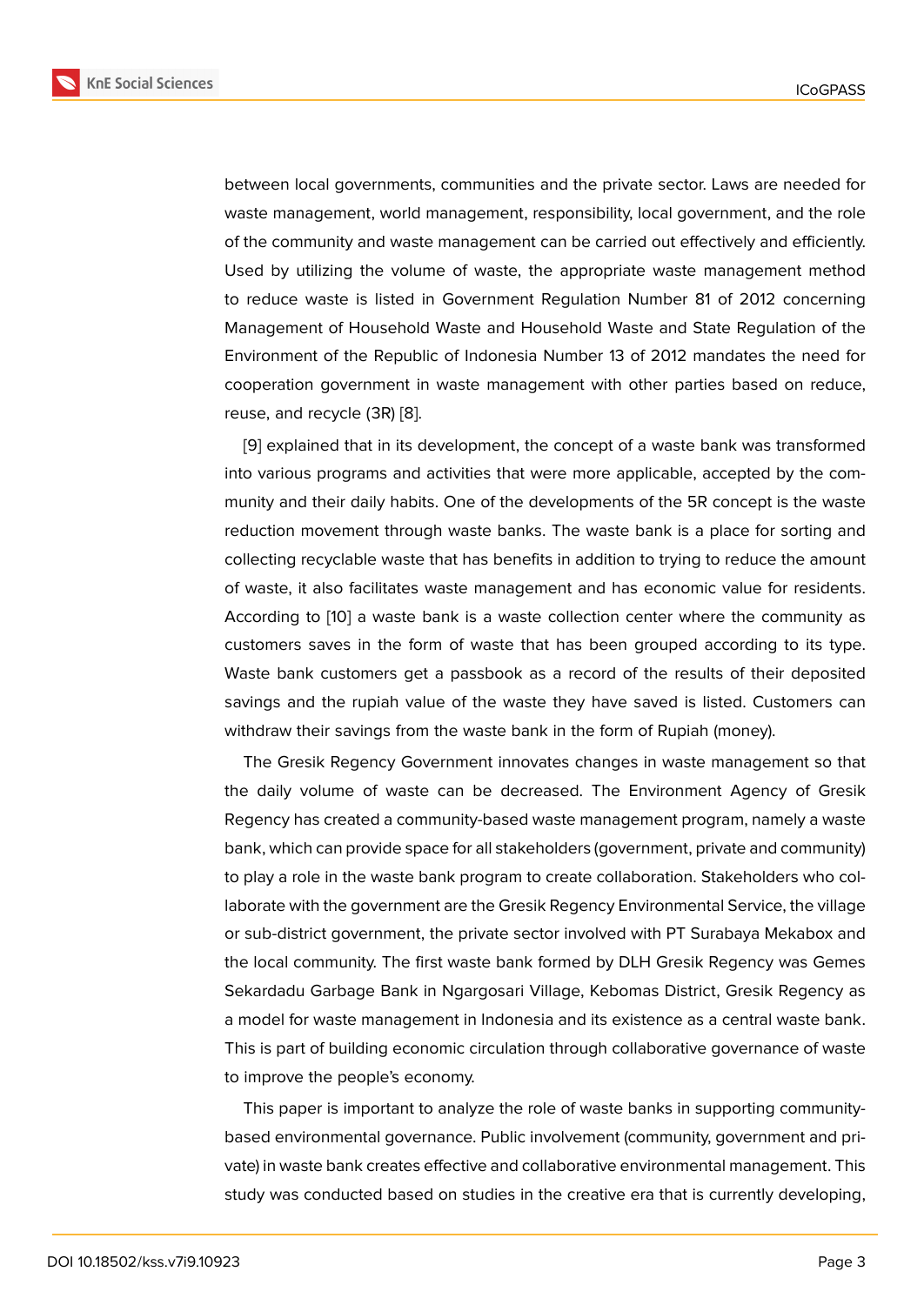between local governments, communities and the private sector. Laws are needed for waste management, world management, responsibility, local government, and the role of the community and waste management can be carried out effectively and efficiently. Used by utilizing the volume of waste, the appropriate waste management method to reduce waste is listed in Government Regulation Number 81 of 2012 concerning Management of Household Waste and Household Waste and State Regulation of the Environment of the Republic of Indonesia Number 13 of 2012 mandates the need for cooperation government in waste management with other parties based on reduce, reuse, and recycle (3R) [8].

[9] explained that in its development, the concept of a waste bank was transformed into various programs and activities that were more applicable, accepted by the community and their daily habits. One of the developments of the 5R concept is the waste reduction movement through waste banks. The waste bank is a place for sorting and collecting recyclable waste that has benefits in addition to trying to reduce the amount of waste, it also facilitates waste management and has economic value for residents. According to [10] a waste bank is a waste collection center where the community as customers saves in the form of waste that has been grouped according to its type. Waste bank customers get a passbook as a record of the results of their deposited savings and the rupiah value of the waste they have saved is listed. Customers can withdraw their savings from the waste bank in the form of Rupiah (money).

The Gresik Regency Government innovates changes in waste management so that the daily volume of waste can be decreased. The Environment Agency of Gresik Regency has created a community-based waste management program, namely a waste bank, which can provide space for all stakeholders (government, private and community) to play a role in the waste bank program to create collaboration. Stakeholders who collaborate with the government are the Gresik Regency Environmental Service, the village or sub-district government, the private sector involved with PT Surabaya Mekabox and the local community. The first waste bank formed by DLH Gresik Regency was Gemes Sekardadu Garbage Bank in Ngargosari Village, Kebomas District, Gresik Regency as a model for waste management in Indonesia and its existence as a central waste bank. This is part of building economic circulation through collaborative governance of waste to improve the people's economy.

This paper is important to analyze the role of waste banks in supporting community-based environmental governance. Public involvement (community, government and private) in waste bank creates effective and collaborative environmental management. This study was conducted based on studies in the creative era that is currently developing,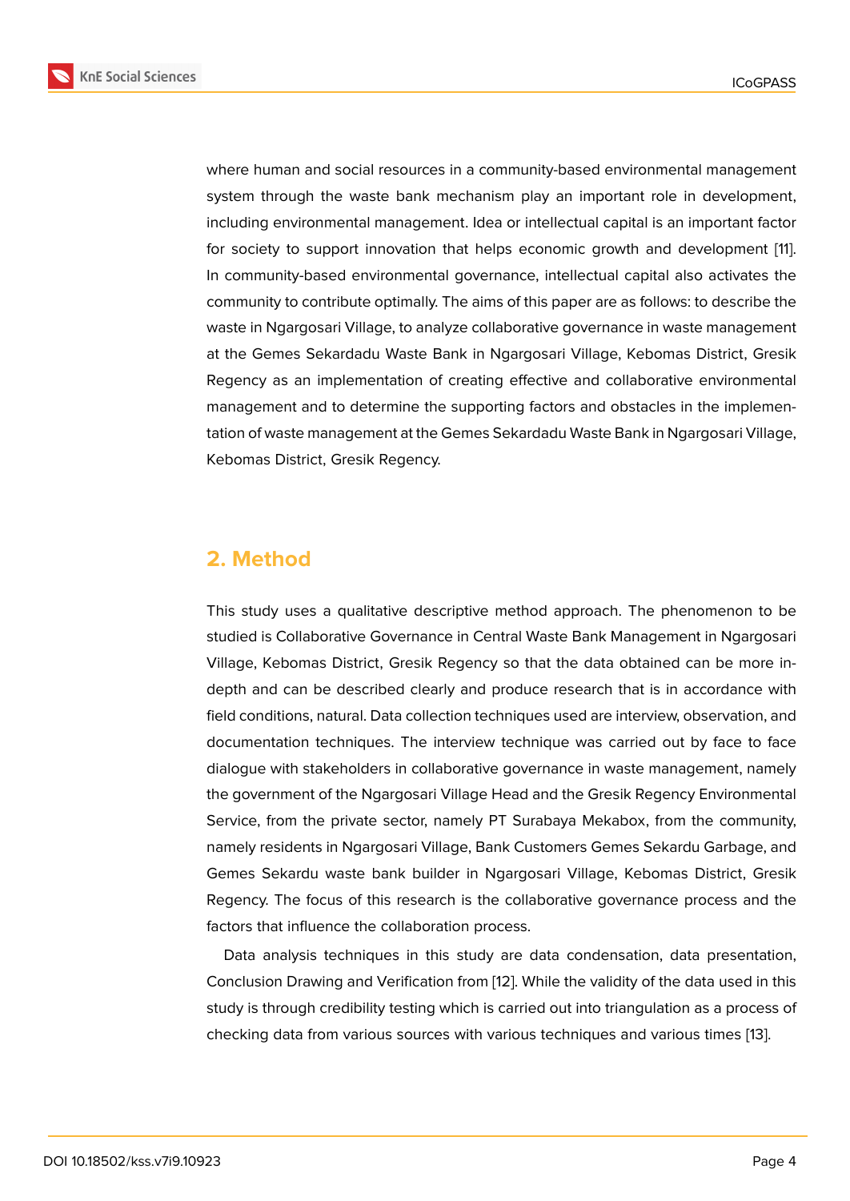where human and social resources in a community-based environmental management system through the waste bank mechanism play an important role in development, including environmental management. Idea or intellectual capital is an important factor for society to support innovation that helps economic growth and development [11]. In community-based environmental governance, intellectual capital also activates the community to contribute optimally. The aims of this paper are as follows: to describe the waste in Ngargosari Village, to analyze collaborative governance in waste management at the Gemes Sekardadu Waste Bank in Ngargosari Village, Kebomas District, Gresik Regency as an implementation of creating effective and collaborative environmental management and to determine the supporting factors and obstacles in the implementation of waste management at the Gemes Sekardadu Waste Bank in Ngargosari Village, Kebomas District, Gresik Regency.

## 2. Method

This study uses a qualitative descriptive method approach. The phenomenon to be studied is Collaborative Governance in Central Waste Bank Management in Ngargosari Village, Kebomas District, Gresik Regency so that the data obtained can be more in-depth and can be described clearly and produce research that is in accordance with field conditions, natural. Data collection techniques used are interview, observation, and documentation techniques. The interview technique was carried out by face to face dialogue with stakeholders in collaborative governance in waste management, namely the government of the Ngargosari Village Head and the Gresik Regency Environmental Service, from the private sector, namely PT Surabaya Mekabox, from the community, namely residents in Ngargosari Village, Bank Customers Gemes Sekardu Garbage, and Gemes Sekardu waste bank builder in Ngargosari Village, Kebomas District, Gresik Regency. The focus of this research is the collaborative governance process and the factors that influence the collaboration process.

Data analysis techniques in this study are data condensation, data presentation, Conclusion Drawing and Verification from [12]. While the validity of the data used in this study is through credibility testing which is carried out into triangulation as a process of checking data from various sources with various techniques and various times [13].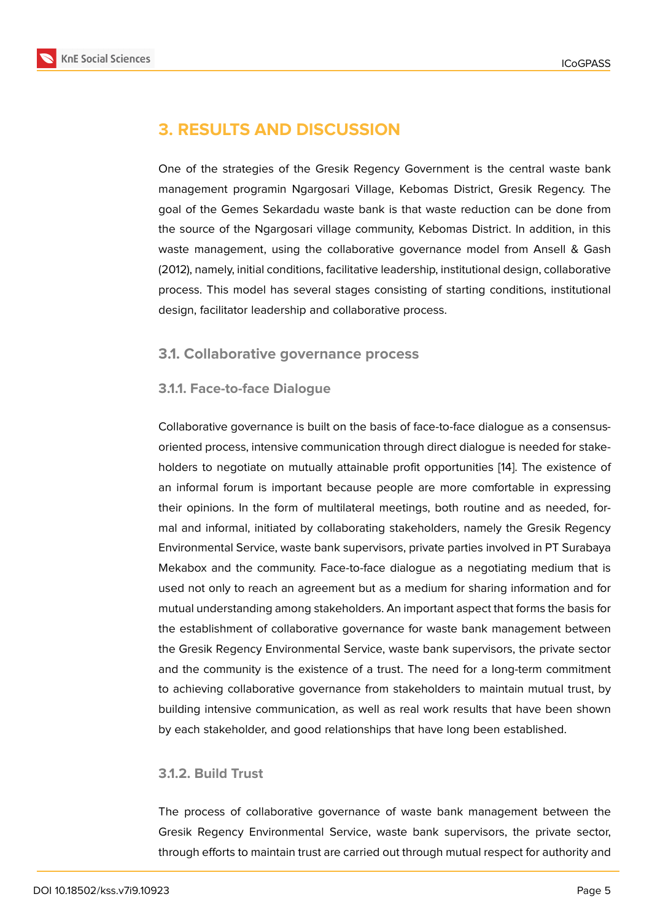# 3. RESULTS AND DISCUSSION

One of the strategies of the Gresik Regency Government is the central waste bank management programin Ngargosari Village, Kebomas District, Gresik Regency. The goal of the Gemes Sekardadu waste bank is that waste reduction can be done from the source of the Ngargosari village community, Kebomas District. In addition, in this waste management, using the collaborative governance model from Ansell & Gash (2012), namely, initial conditions, facilitative leadership, institutional design, collaborative process. This model has several stages consisting of starting conditions, institutional design, facilitator leadership and collaborative process.

## 3.1. Collaborative governance process

### 3.1.1. Face-to-face Dialogue

Collaborative governance is built on the basis of face-to-face dialogue as a consensus-oriented process, intensive communication through direct dialogue is needed for stake-holders to negotiate on mutually attainable profit opportunities [14]. The existence of an informal forum is important because people are more comfortable in expressing their opinions. In the form of multilateral meetings, both routine and as needed, formal and informal, initiated by collaborating stakeholders, namely the Gresik Regency Environmental Service, waste bank supervisors, private parties involved in PT Surabaya Mekabox and the community. Face-to-face dialogue as a negotiating medium that is used not only to reach an agreement but as a medium for sharing information and for mutual understanding among stakeholders. An important aspect that forms the basis for the establishment of collaborative governance for waste bank management between the Gresik Regency Environmental Service, waste bank supervisors, the private sector and the community is the existence of a trust. The need for a long-term commitment to achieving collaborative governance from stakeholders to maintain mutual trust, by building intensive communication, as well as real work results that have been shown by each stakeholder, and good relationships that have long been established.

### 3.1.2. Build Trust

The process of collaborative governance of waste bank management between the Gresik Regency Environmental Service, waste bank supervisors, the private sector, through efforts to maintain trust are carried out through mutual respect for authority and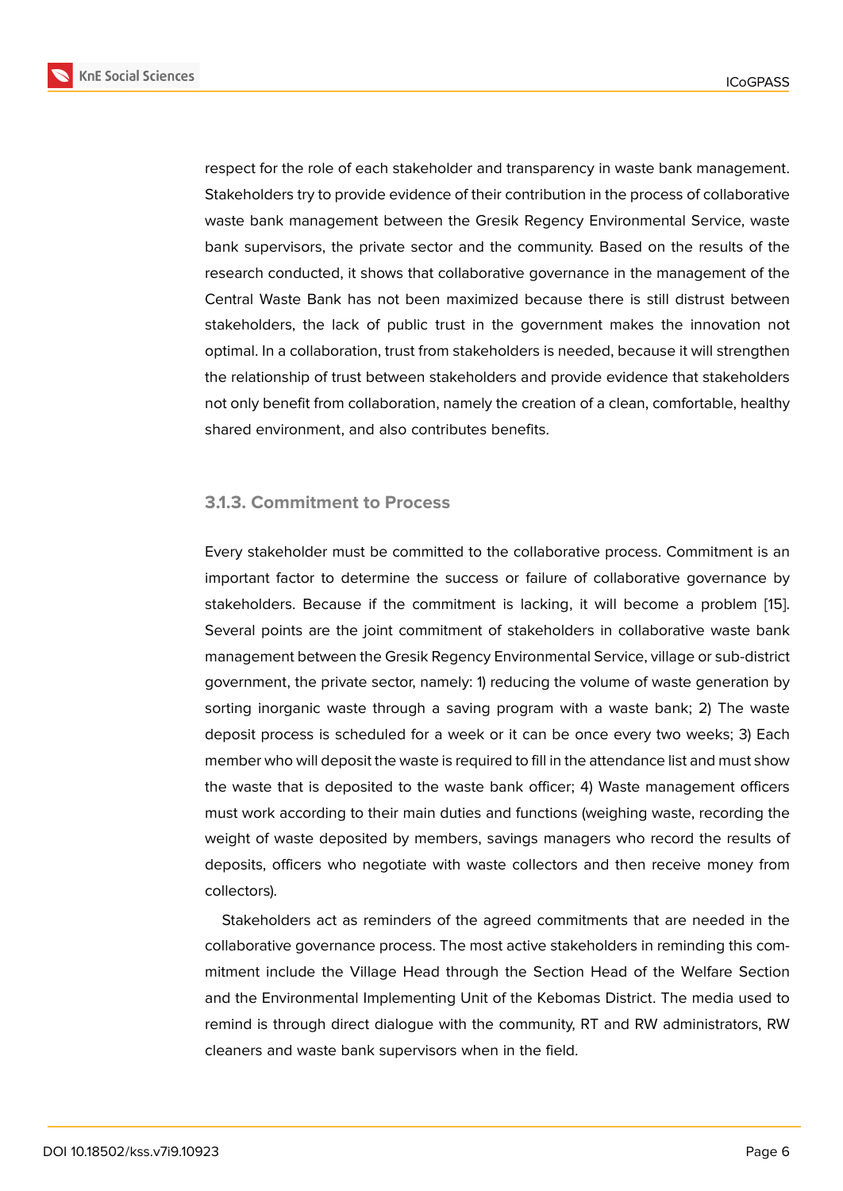respect for the role of each stakeholder and transparency in waste bank management. Stakeholders try to provide evidence of their contribution in the process of collaborative waste bank management between the Gresik Regency Environmental Service, waste bank supervisors, the private sector and the community. Based on the results of the research conducted, it shows that collaborative governance in the management of the Central Waste Bank has not been maximized because there is still distrust between stakeholders, the lack of public trust in the government makes the innovation not optimal. In a collaboration, trust from stakeholders is needed, because it will strengthen the relationship of trust between stakeholders and provide evidence that stakeholders not only benefit from collaboration, namely the creation of a clean, comfortable, healthy shared environment, and also contributes benefits.

### 3.1.3. Commitment to Process

Every stakeholder must be committed to the collaborative process. Commitment is an important factor to determine the success or failure of collaborative governance by stakeholders. Because if the commitment is lacking, it will become a problem [15]. Several points are the joint commitment of stakeholders in collaborative waste bank management between the Gresik Regency Environmental Service, village or sub-district government, the private sector, namely: 1) reducing the volume of waste generation by sorting inorganic waste through a saving program with a waste bank; 2) The waste deposit process is scheduled for a week or it can be once every two weeks; 3) Each member who will deposit the waste is required to fill in the attendance list and must show the waste that is deposited to the waste bank officer; 4) Waste management officers must work according to their main duties and functions (weighing waste, recording the weight of waste deposited by members, savings managers who record the results of deposits, officers who negotiate with waste collectors and then receive money from collectors).

Stakeholders act as reminders of the agreed commitments that are needed in the collaborative governance process. The most active stakeholders in reminding this commitment include the Village Head through the Section Head of the Welfare Section and the Environmental Implementing Unit of the Kebomas District. The media used to remind is through direct dialogue with the community, RT and RW administrators, RW cleaners and waste bank supervisors when in the field.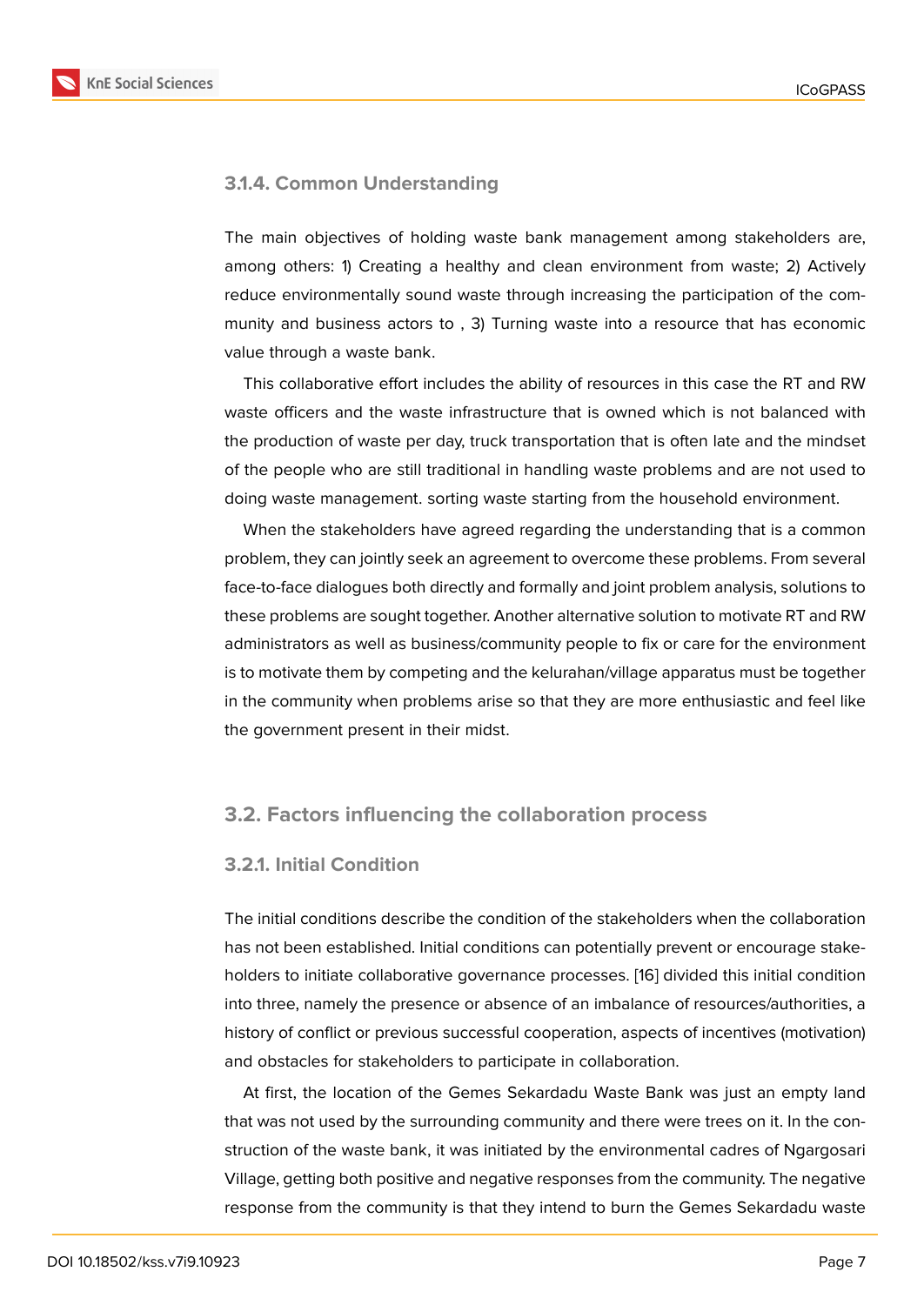#### 3.1.4. Common Understanding

The main objectives of holding waste bank management among stakeholders are, among others: 1) Creating a healthy and clean environment from waste; 2) Actively reduce environmentally sound waste through increasing the participation of the community and business actors to , 3) Turning waste into a resource that has economic value through a waste bank.

This collaborative effort includes the ability of resources in this case the RT and RW waste officers and the waste infrastructure that is owned which is not balanced with the production of waste per day, truck transportation that is often late and the mindset of the people who are still traditional in handling waste problems and are not used to doing waste management. sorting waste starting from the household environment.

When the stakeholders have agreed regarding the understanding that is a common problem, they can jointly seek an agreement to overcome these problems. From several face-to-face dialogues both directly and formally and joint problem analysis, solutions to these problems are sought together. Another alternative solution to motivate RT and RW administrators as well as business/community people to fix or care for the environment is to motivate them by competing and the kelurahan/village apparatus must be together in the community when problems arise so that they are more enthusiastic and feel like the government present in their midst.

### 3.2. Factors influencing the collaboration process

#### 3.2.1. Initial Condition

The initial conditions describe the condition of the stakeholders when the collaboration has not been established. Initial conditions can potentially prevent or encourage stakeholders to initiate collaborative governance processes. [16] divided this initial condition into three, namely the presence or absence of an imbalance of resources/authorities, a history of conflict or previous successful cooperation, aspects of incentives (motivation) and obstacles for stakeholders to participate in collaboration.

At first, the location of the Gemes Sekardadu Waste Bank was just an empty land that was not used by the surrounding community and there were trees on it. In the construction of the waste bank, it was initiated by the environmental cadres of Ngargosari Village, getting both positive and negative responses from the community. The negative response from the community is that they intend to burn the Gemes Sekardadu waste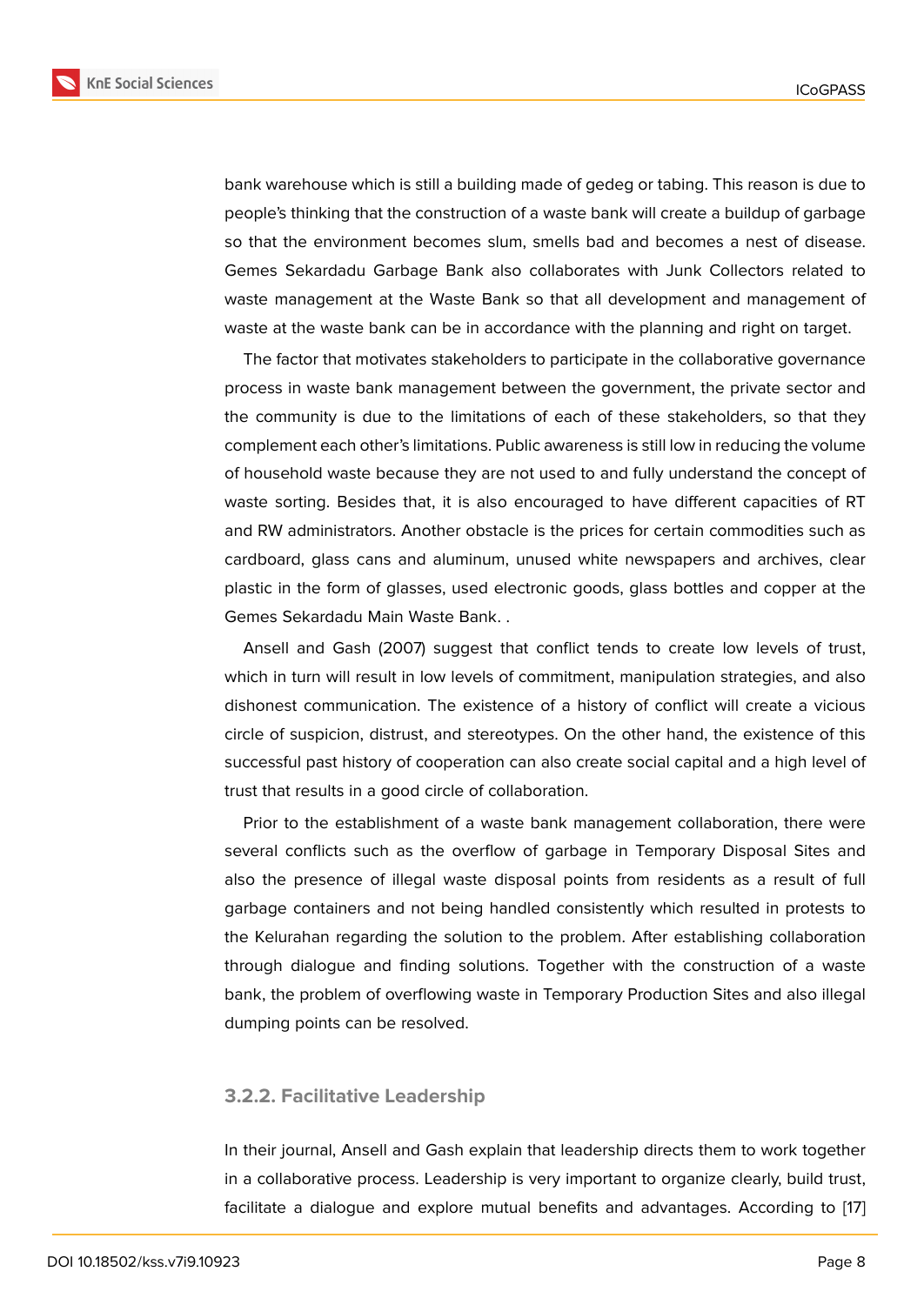bank warehouse which is still a building made of gedeg or tabing. This reason is due to people's thinking that the construction of a waste bank will create a buildup of garbage so that the environment becomes slum, smells bad and becomes a nest of disease. Gemes Sekardadu Garbage Bank also collaborates with Junk Collectors related to waste management at the Waste Bank so that all development and management of waste at the waste bank can be in accordance with the planning and right on target.

The factor that motivates stakeholders to participate in the collaborative governance process in waste bank management between the government, the private sector and the community is due to the limitations of each of these stakeholders, so that they complement each other's limitations. Public awareness is still low in reducing the volume of household waste because they are not used to and fully understand the concept of waste sorting. Besides that, it is also encouraged to have different capacities of RT and RW administrators. Another obstacle is the prices for certain commodities such as cardboard, glass cans and aluminum, unused white newspapers and archives, clear plastic in the form of glasses, used electronic goods, glass bottles and copper at the Gemes Sekardadu Main Waste Bank. .

Ansell and Gash (2007) suggest that conflict tends to create low levels of trust, which in turn will result in low levels of commitment, manipulation strategies, and also dishonest communication. The existence of a history of conflict will create a vicious circle of suspicion, distrust, and stereotypes. On the other hand, the existence of this successful past history of cooperation can also create social capital and a high level of trust that results in a good circle of collaboration.

Prior to the establishment of a waste bank management collaboration, there were several conflicts such as the overflow of garbage in Temporary Disposal Sites and also the presence of illegal waste disposal points from residents as a result of full garbage containers and not being handled consistently which resulted in protests to the Kelurahan regarding the solution to the problem. After establishing collaboration through dialogue and finding solutions. Together with the construction of a waste bank, the problem of overflowing waste in Temporary Production Sites and also illegal dumping points can be resolved.

### 3.2.2. Facilitative Leadership

In their journal, Ansell and Gash explain that leadership directs them to work together in a collaborative process. Leadership is very important to organize clearly, build trust, facilitate a dialogue and explore mutual benefits and advantages. According to [17]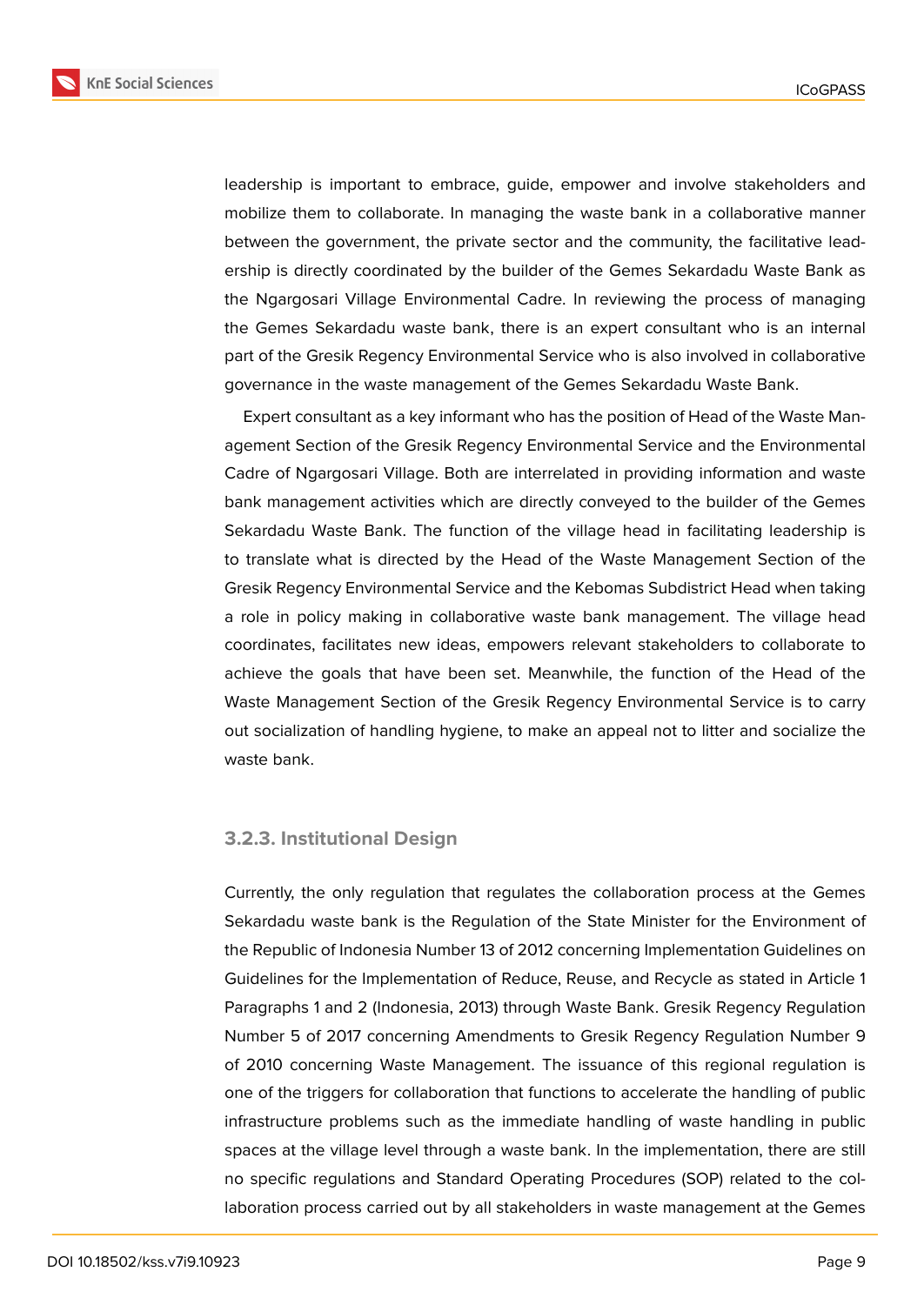leadership is important to embrace, guide, empower and involve stakeholders and mobilize them to collaborate. In managing the waste bank in a collaborative manner between the government, the private sector and the community, the facilitative leadership is directly coordinated by the builder of the Gemes Sekardadu Waste Bank as the Ngargosari Village Environmental Cadre. In reviewing the process of managing the Gemes Sekardadu waste bank, there is an expert consultant who is an internal part of the Gresik Regency Environmental Service who is also involved in collaborative governance in the waste management of the Gemes Sekardadu Waste Bank.

Expert consultant as a key informant who has the position of Head of the Waste Management Section of the Gresik Regency Environmental Service and the Environmental Cadre of Ngargosari Village. Both are interrelated in providing information and waste bank management activities which are directly conveyed to the builder of the Gemes Sekardadu Waste Bank. The function of the village head in facilitating leadership is to translate what is directed by the Head of the Waste Management Section of the Gresik Regency Environmental Service and the Kebomas Subdistrict Head when taking a role in policy making in collaborative waste bank management. The village head coordinates, facilitates new ideas, empowers relevant stakeholders to collaborate to achieve the goals that have been set. Meanwhile, the function of the Head of the Waste Management Section of the Gresik Regency Environmental Service is to carry out socialization of handling hygiene, to make an appeal not to litter and socialize the waste bank.

### 3.2.3. Institutional Design

Currently, the only regulation that regulates the collaboration process at the Gemes Sekardadu waste bank is the Regulation of the State Minister for the Environment of the Republic of Indonesia Number 13 of 2012 concerning Implementation Guidelines on Guidelines for the Implementation of Reduce, Reuse, and Recycle as stated in Article 1 Paragraphs 1 and 2 (Indonesia, 2013) through Waste Bank. Gresik Regency Regulation Number 5 of 2017 concerning Amendments to Gresik Regency Regulation Number 9 of 2010 concerning Waste Management. The issuance of this regional regulation is one of the triggers for collaboration that functions to accelerate the handling of public infrastructure problems such as the immediate handling of waste handling in public spaces at the village level through a waste bank. In the implementation, there are still no specific regulations and Standard Operating Procedures (SOP) related to the collaboration process carried out by all stakeholders in waste management at the Gemes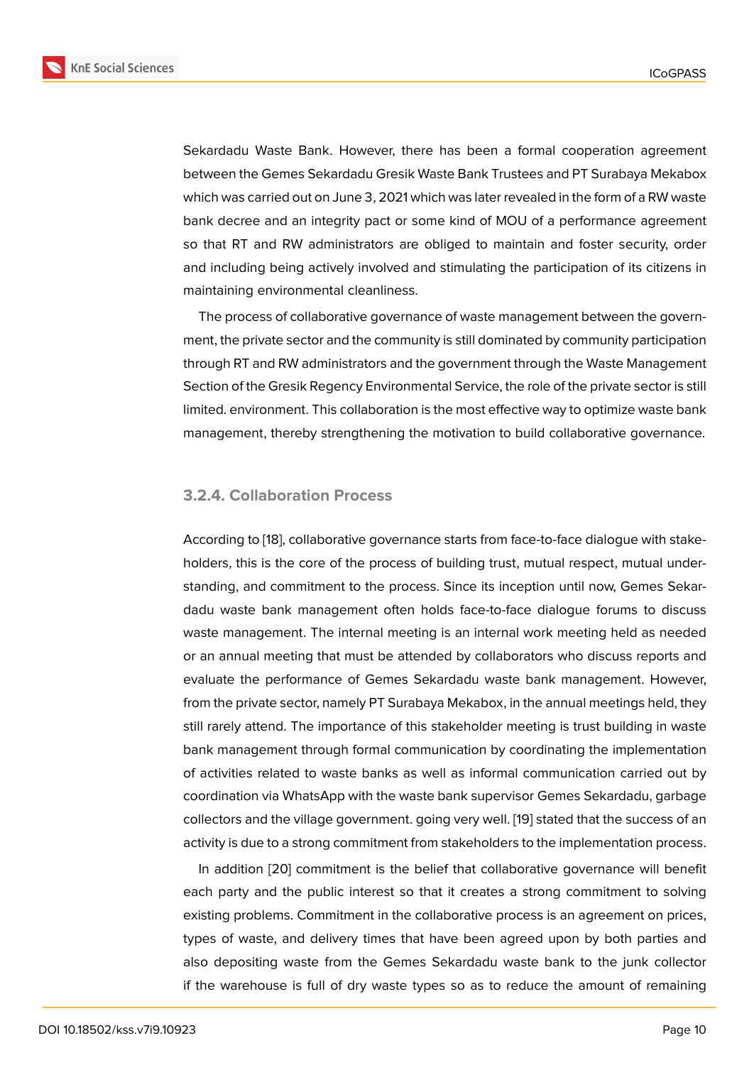Sekardadu Waste Bank. However, there has been a formal cooperation agreement between the Gemes Sekardadu Gresik Waste Bank Trustees and PT Surabaya Mekabox which was carried out on June 3, 2021 which was later revealed in the form of a RW waste bank decree and an integrity pact or some kind of MOU of a performance agreement so that RT and RW administrators are obliged to maintain and foster security, order and including being actively involved and stimulating the participation of its citizens in maintaining environmental cleanliness.

The process of collaborative governance of waste management between the government, the private sector and the community is still dominated by community participation through RT and RW administrators and the government through the Waste Management Section of the Gresik Regency Environmental Service, the role of the private sector is still limited. environment. This collaboration is the most effective way to optimize waste bank management, thereby strengthening the motivation to build collaborative governance.

#### 3.2.4. Collaboration Process

According to [18], collaborative governance starts from face-to-face dialogue with stakeholders, this is the core of the process of building trust, mutual respect, mutual understanding, and commitment to the process. Since its inception until now, Gemes Sekardadu waste bank management often holds face-to-face dialogue forums to discuss waste management. The internal meeting is an internal work meeting held as needed or an annual meeting that must be attended by collaborators who discuss reports and evaluate the performance of Gemes Sekardadu waste bank management. However, from the private sector, namely PT Surabaya Mekabox, in the annual meetings held, they still rarely attend. The importance of this stakeholder meeting is trust building in waste bank management through formal communication by coordinating the implementation of activities related to waste banks as well as informal communication carried out by coordination via WhatsApp with the waste bank supervisor Gemes Sekardadu, garbage collectors and the village government. going very well. [19] stated that the success of an activity is due to a strong commitment from stakeholders to the implementation process.

In addition [20] commitment is the belief that collaborative governance will benefit each party and the public interest so that it creates a strong commitment to solving existing problems. Commitment in the collaborative process is an agreement on prices, types of waste, and delivery times that have been agreed upon by both parties and also depositing waste from the Gemes Sekardadu waste bank to the junk collector if the warehouse is full of dry waste types so as to reduce the amount of remaining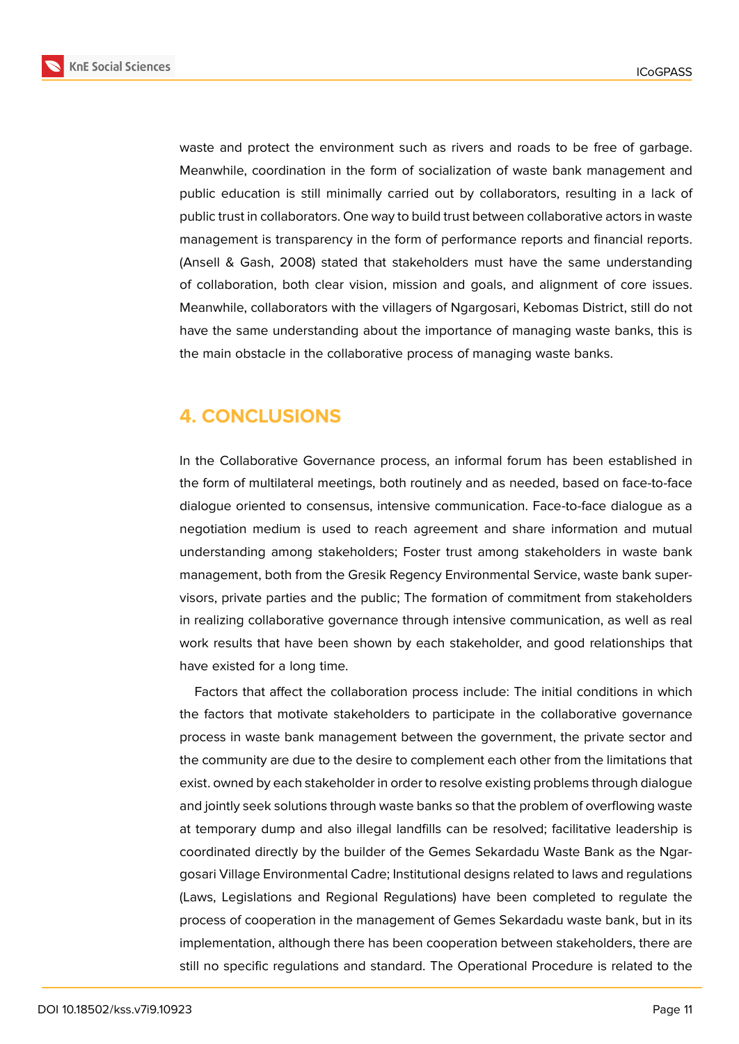waste and protect the environment such as rivers and roads to be free of garbage. Meanwhile, coordination in the form of socialization of waste bank management and public education is still minimally carried out by collaborators, resulting in a lack of public trust in collaborators. One way to build trust between collaborative actors in waste management is transparency in the form of performance reports and financial reports. (Ansell & Gash, 2008) stated that stakeholders must have the same understanding of collaboration, both clear vision, mission and goals, and alignment of core issues. Meanwhile, collaborators with the villagers of Ngargosari, Kebomas District, still do not have the same understanding about the importance of managing waste banks, this is the main obstacle in the collaborative process of managing waste banks.

## 4. CONCLUSIONS

In the Collaborative Governance process, an informal forum has been established in the form of multilateral meetings, both routinely and as needed, based on face-to-face dialogue oriented to consensus, intensive communication. Face-to-face dialogue as a negotiation medium is used to reach agreement and share information and mutual understanding among stakeholders; Foster trust among stakeholders in waste bank management, both from the Gresik Regency Environmental Service, waste bank supervisors, private parties and the public; The formation of commitment from stakeholders in realizing collaborative governance through intensive communication, as well as real work results that have been shown by each stakeholder, and good relationships that have existed for a long time.

Factors that affect the collaboration process include: The initial conditions in which the factors that motivate stakeholders to participate in the collaborative governance process in waste bank management between the government, the private sector and the community are due to the desire to complement each other from the limitations that exist. owned by each stakeholder in order to resolve existing problems through dialogue and jointly seek solutions through waste banks so that the problem of overflowing waste at temporary dump and also illegal landfills can be resolved; facilitative leadership is coordinated directly by the builder of the Gemes Sekardadu Waste Bank as the Ngargosari Village Environmental Cadre; Institutional designs related to laws and regulations (Laws, Legislations and Regional Regulations) have been completed to regulate the process of cooperation in the management of Gemes Sekardadu waste bank, but in its implementation, although there has been cooperation between stakeholders, there are still no specific regulations and standard. The Operational Procedure is related to the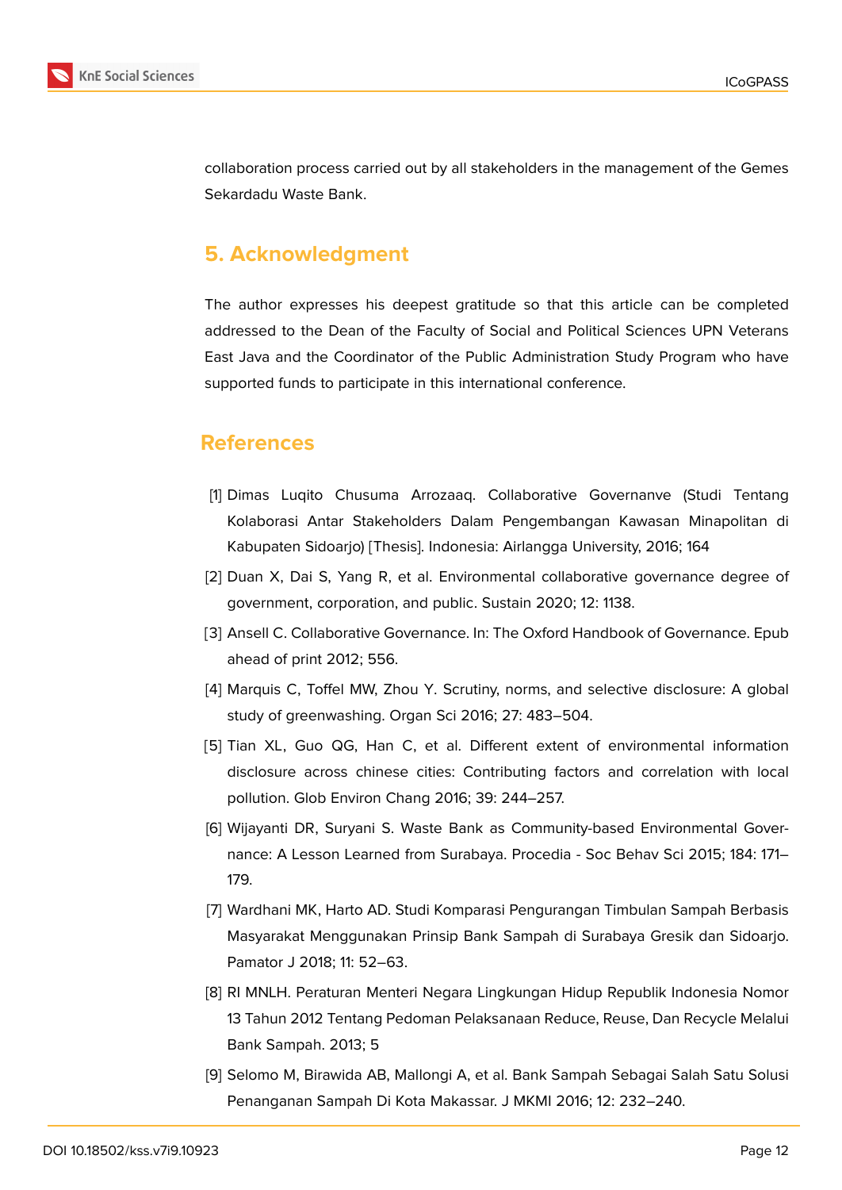collaboration process carried out by all stakeholders in the management of the Gemes Sekardadu Waste Bank.

## 5. Acknowledgment

The author expresses his deepest gratitude so that this article can be completed addressed to the Dean of the Faculty of Social and Political Sciences UPN Veterans East Java and the Coordinator of the Public Administration Study Program who have supported funds to participate in this international conference.

## References

[1] Dimas Luqito Chusuma Arrozaaq. Collaborative Governanve (Studi Tentang Kolaborasi Antar Stakeholders Dalam Pengembangan Kawasan Minapolitan di Kabupaten Sidoarjo) [Thesis]. Indonesia: Airlangga University, 2016; 164

[2] Duan X, Dai S, Yang R, et al. Environmental collaborative governance degree of government, corporation, and public. Sustain 2020; 12: 1138.

[3] Ansell C. Collaborative Governance. In: The Oxford Handbook of Governance. Epub ahead of print 2012; 556.

[4] Marquis C, Toffel MW, Zhou Y. Scrutiny, norms, and selective disclosure: A global study of greenwashing. Organ Sci 2016; 27: 483–504.

[5] Tian XL, Guo QG, Han C, et al. Different extent of environmental information disclosure across chinese cities: Contributing factors and correlation with local pollution. Glob Environ Chang 2016; 39: 244–257.

[6] Wijayanti DR, Suryani S. Waste Bank as Community-based Environmental Governance: A Lesson Learned from Surabaya. Procedia - Soc Behav Sci 2015; 184: 171–179.

[7] Wardhani MK, Harto AD. Studi Komparasi Pengurangan Timbulan Sampah Berbasis Masyarakat Menggunakan Prinsip Bank Sampah di Surabaya Gresik dan Sidoarjo. Pamator J 2018; 11: 52–63.

[8] RI MNLH. Peraturan Menteri Negara Lingkungan Hidup Republik Indonesia Nomor 13 Tahun 2012 Tentang Pedoman Pelaksanaan Reduce, Reuse, Dan Recycle Melalui Bank Sampah. 2013; 5

[9] Selomo M, Birawida AB, Mallongi A, et al. Bank Sampah Sebagai Salah Satu Solusi Penanganan Sampah Di Kota Makassar. J MKMI 2016; 12: 232–240.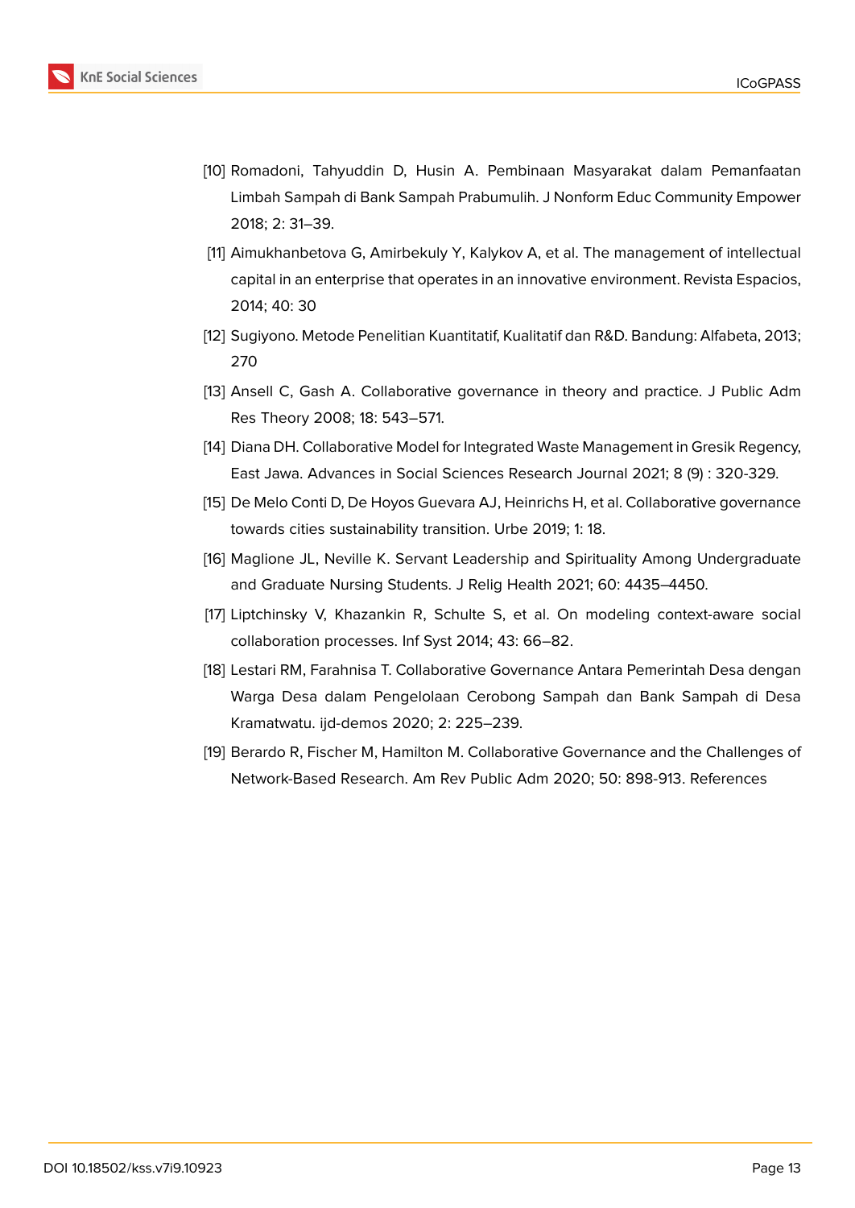[10] Romadoni, Tahyuddin D, Husin A. Pembinaan Masyarakat dalam Pemanfaatan Limbah Sampah di Bank Sampah Prabumulih. J Nonform Educ Community Empower 2018; 2: 31–39.

[11] Aimukhanbetova G, Amirbekuly Y, Kalykov A, et al. The management of intellectual capital in an enterprise that operates in an innovative environment. Revista Espacios, 2014; 40: 30

[12] Sugiyono. Metode Penelitian Kuantitatif, Kualitatif dan R&D. Bandung: Alfabeta, 2013; 270

[13] Ansell C, Gash A. Collaborative governance in theory and practice. J Public Adm Res Theory 2008; 18: 543–571.

[14] Diana DH. Collaborative Model for Integrated Waste Management in Gresik Regency, East Jawa. Advances in Social Sciences Research Journal 2021; 8 (9) : 320-329.

[15] De Melo Conti D, De Hoyos Guevara AJ, Heinrichs H, et al. Collaborative governance towards cities sustainability transition. Urbe 2019; 1: 18.

[16] Maglione JL, Neville K. Servant Leadership and Spirituality Among Undergraduate and Graduate Nursing Students. J Relig Health 2021; 60: 4435–4450.

[17] Liptchinsky V, Khazankin R, Schulte S, et al. On modeling context-aware social collaboration processes. Inf Syst 2014; 43: 66–82.

[18] Lestari RM, Farahnisa T. Collaborative Governance Antara Pemerintah Desa dengan Warga Desa dalam Pengelolaan Cerobong Sampah dan Bank Sampah di Desa Kramatwatu. ijd-demos 2020; 2: 225–239.

[19] Berardo R, Fischer M, Hamilton M. Collaborative Governance and the Challenges of Network-Based Research. Am Rev Public Adm 2020; 50: 898-913. References